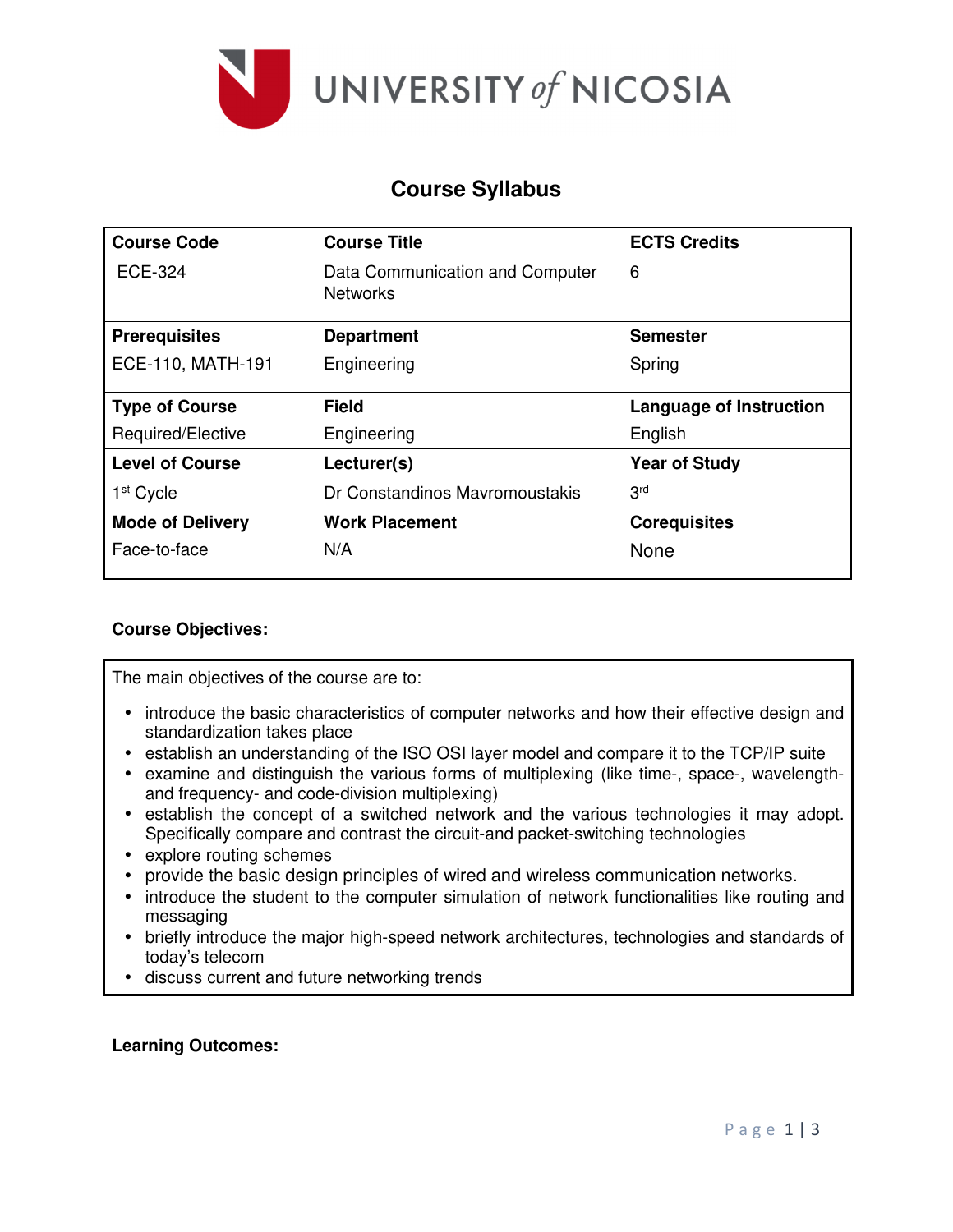# UNIVERSITY of NICOSIA

## Course Syllabus

| Course Code | Course Title | ECTS Credits |
|---|---|---|
| ECE-324 | Data Communication and Computer Networks | 6 |
| **Prerequisites** | **Department** | **Semester** |
| ECE-110, MATH-191 | Engineering | Spring |
| **Type of Course** | **Field** | **Language of Instruction** |
| Required/Elective | Engineering | English |
| **Level of Course** | **Lecturer(s)** | **Year of Study** |
| 1st Cycle | Dr Constandinos Mavromoustakis | 3rd |
| **Mode of Delivery** | **Work Placement** | **Corequisites** |
| Face-to-face | N/A | None |

**Course Objectives:**

The main objectives of the course are to:

- introduce the basic characteristics of computer networks and how their effective design and standardization takes place
- establish an understanding of the ISO OSI layer model and compare it to the TCP/IP suite
- examine and distinguish the various forms of multiplexing (like time-, space-, wavelength- and frequency- and code-division multiplexing)
- establish the concept of a switched network and the various technologies it may adopt. Specifically compare and contrast the circuit-and packet-switching technologies
- explore routing schemes
- provide the basic design principles of wired and wireless communication networks.
- introduce the student to the computer simulation of network functionalities like routing and messaging
- briefly introduce the major high-speed network architectures, technologies and standards of today's telecom
- discuss current and future networking trends

**Learning Outcomes:**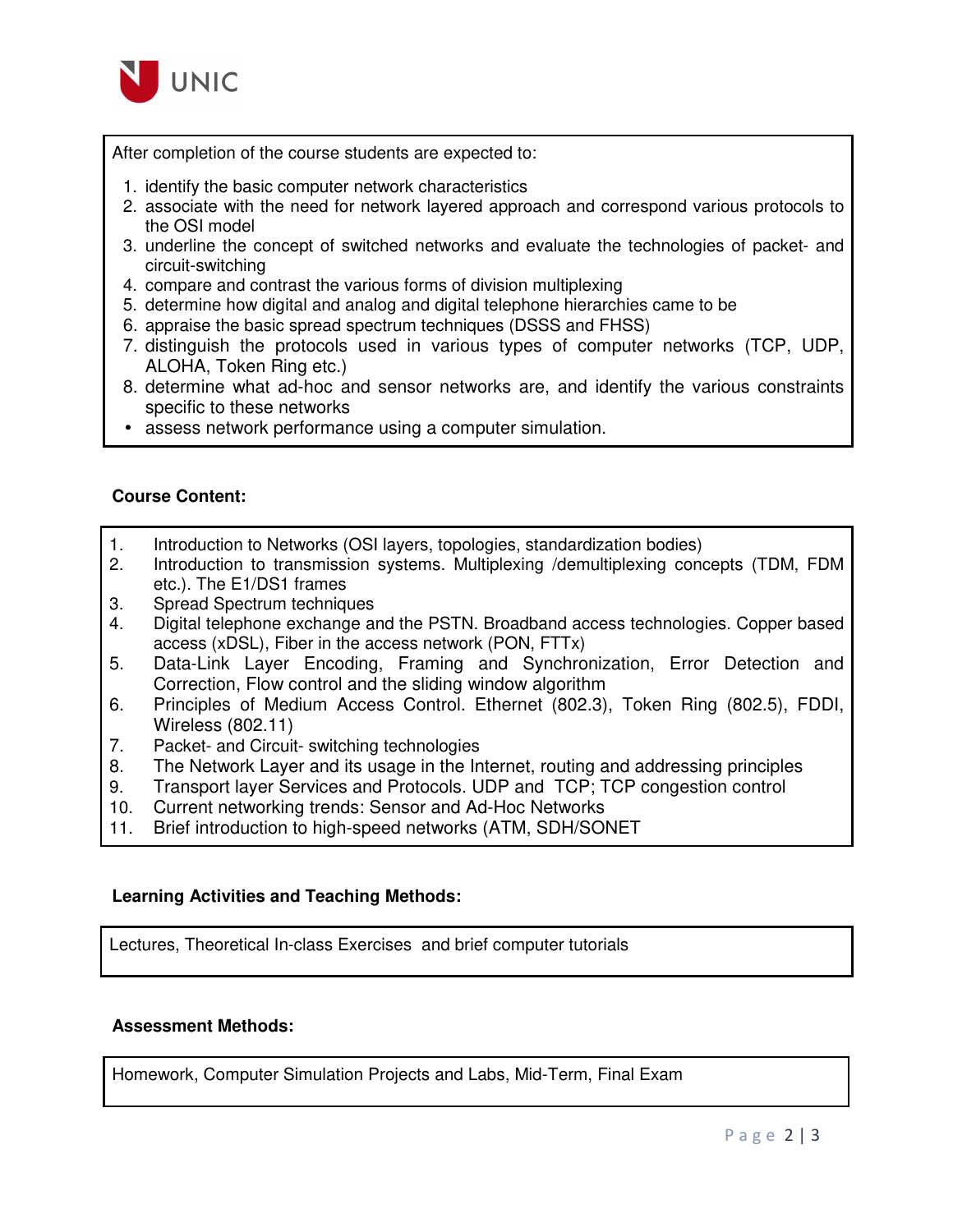After completion of the course students are expected to:

1. identify the basic computer network characteristics
2. associate with the need for network layered approach and correspond various protocols to the OSI model
3. underline the concept of switched networks and evaluate the technologies of packet- and circuit-switching
4. compare and contrast the various forms of division multiplexing
5. determine how digital and analog and digital telephone hierarchies came to be
6. appraise the basic spread spectrum techniques (DSSS and FHSS)
7. distinguish the protocols used in various types of computer networks (TCP, UDP, ALOHA, Token Ring etc.)
8. determine what ad-hoc and sensor networks are, and identify the various constraints specific to these networks

- assess network performance using a computer simulation.

**Course Content:**

1. Introduction to Networks (OSI layers, topologies, standardization bodies)
2. Introduction to transmission systems. Multiplexing /demultiplexing concepts (TDM, FDM etc.). The E1/DS1 frames
3. Spread Spectrum techniques
4. Digital telephone exchange and the PSTN. Broadband access technologies. Copper based access (xDSL), Fiber in the access network (PON, FTTx)
5. Data-Link Layer Encoding, Framing and Synchronization, Error Detection and Correction, Flow control and the sliding window algorithm
6. Principles of Medium Access Control. Ethernet (802.3), Token Ring (802.5), FDDI, Wireless (802.11)
7. Packet- and Circuit- switching technologies
8. The Network Layer and its usage in the Internet, routing and addressing principles
9. Transport layer Services and Protocols. UDP and TCP; TCP congestion control
10. Current networking trends: Sensor and Ad-Hoc Networks
11. Brief introduction to high-speed networks (ATM, SDH/SONET

**Learning Activities and Teaching Methods:**

Lectures, Theoretical In-class Exercises and brief computer tutorials

**Assessment Methods:**

Homework, Computer Simulation Projects and Labs, Mid-Term, Final Exam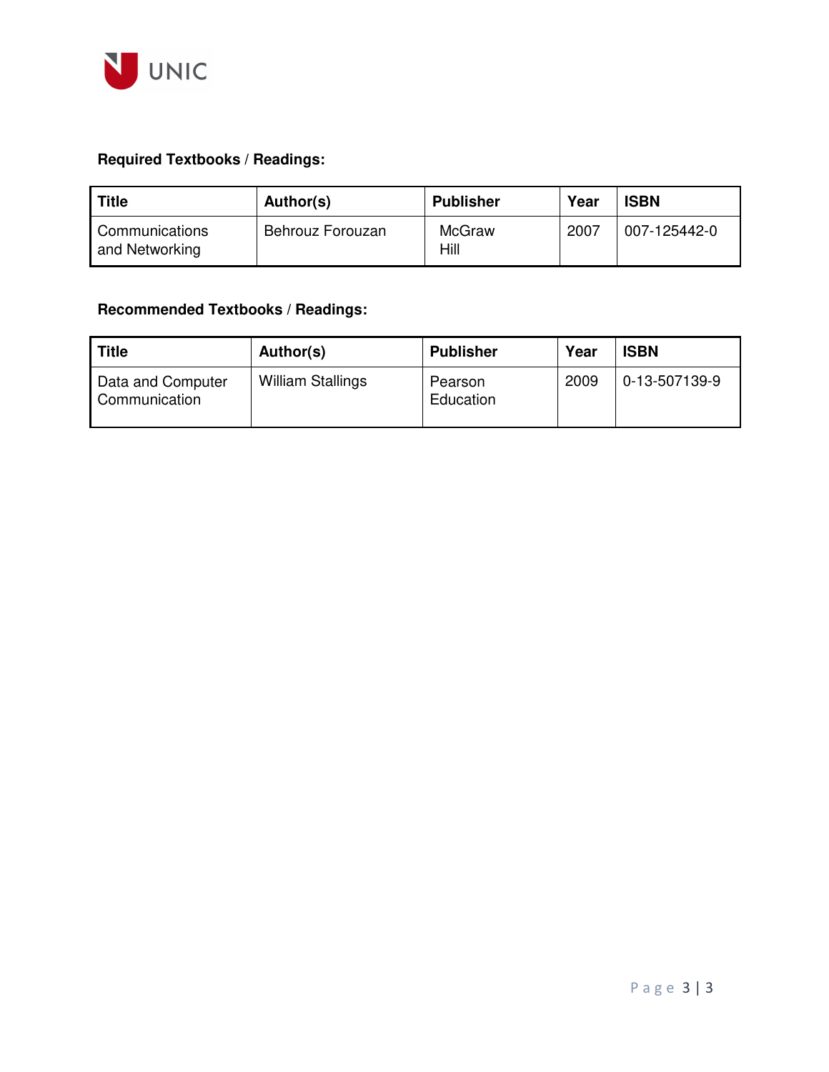**Required Textbooks / Readings:**

| Title | Author(s) | Publisher | Year | ISBN |
|---|---|---|---|---|
| Communications and Networking | Behrouz Forouzan | McGraw Hill | 2007 | 007-125442-0 |

**Recommended Textbooks / Readings:**

| Title | Author(s) | Publisher | Year | ISBN |
|---|---|---|---|---|
| Data and Computer Communication | William Stallings | Pearson Education | 2009 | 0-13-507139-9 |